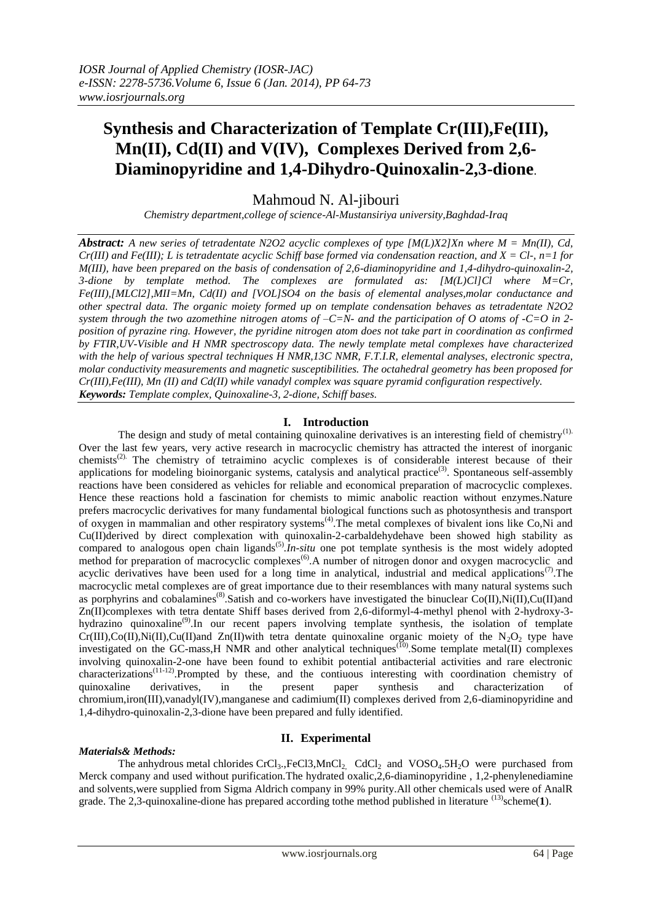# Synthesis and Characterization of Template Cr(III),Fe(III), Mn(II), Cd(II) and V(IV), Complexes Derived from 2,6-Diaminopyridine and 1,4-Dihydro-Quinoxalin-2,3-dione.

Mahmoud N. Al-jibouri

*Chemistry department,college of science-Al-Mustansiriya university,Baghdad-Iraq*

***Abstract:*** *A new series of tetradentate N2O2 acyclic complexes of type [M(L)X2]Xn where M = Mn(II), Cd, Cr(III) and Fe(III); L is tetradentate acyclic Schiff base formed via condensation reaction, and X = Cl-, n=1 for M(III), have been prepared on the basis of condensation of 2,6-diaminopyridine and 1,4-dihydro-quinoxalin-2, 3-dione by template method. The complexes are formulated as: [M(L)Cl]Cl where M=Cr, Fe(III),[MLCl2],MII=Mn, Cd(II) and [VOL]SO4 on the basis of elemental analyses,molar conductance and other spectral data. The organic moiety formed up on template condensation behaves as tetradentate N2O2 system through the two azomethine nitrogen atoms of –C=N- and the participation of O atoms of -C=O in 2-position of pyrazine ring. However, the pyridine nitrogen atom does not take part in coordination as confirmed by FTIR,UV-Visible and H NMR spectroscopy data. The newly template metal complexes have characterized with the help of various spectral techniques H NMR,13C NMR, F.T.I.R, elemental analyses, electronic spectra, molar conductivity measurements and magnetic susceptibilities. The octahedral geometry has been proposed for Cr(III),Fe(III), Mn (II) and Cd(II) while vanadyl complex was square pyramid configuration respectively.*

***Keywords:*** *Template complex, Quinoxaline-3, 2-dione, Schiff bases.*

## I. Introduction

The design and study of metal containing quinoxaline derivatives is an interesting field of chemistry[1]. Over the last few years, very active research in macrocyclic chemistry has attracted the interest of inorganic chemists[2]. The chemistry of tetraimino acyclic complexes is of considerable interest because of their applications for modeling bioinorganic systems, catalysis and analytical practice[3]. Spontaneous self-assembly reactions have been considered as vehicles for reliable and economical preparation of macrocyclic complexes. Hence these reactions hold a fascination for chemists to mimic anabolic reaction without enzymes.Nature prefers macrocyclic derivatives for many fundamental biological functions such as photosynthesis and transport of oxygen in mammalian and other respiratory systems[4].The metal complexes of bivalent ions like Co,Ni and Cu(II)derived by direct complexation with quinoxalin-2-carbaldehydehave been showed high stability as compared to analogous open chain ligands[5].*In-situ* one pot template synthesis is the most widely adopted method for preparation of macrocyclic complexes[6].A number of nitrogen donor and oxygen macrocyclic and acyclic derivatives have been used for a long time in analytical, industrial and medical applications[7].The macrocyclic metal complexes are of great importance due to their resemblances with many natural systems such as porphyrins and cobalamines[8].Satish and co-workers have investigated the binuclear Co(II),Ni(II),Cu(II)and Zn(II)complexes with tetra dentate Shiff bases derived from 2,6-diformyl-4-methyl phenol with 2-hydroxy-3-hydrazino quinoxaline[9].In our recent papers involving template synthesis, the isolation of template Cr(III),Co(II),Ni(II),Cu(II)and Zn(II)with tetra dentate quinoxaline organic moiety of the $N_2O_2$ type have investigated on the GC-mass,H NMR and other analytical techniques[10].Some template metal(II) complexes involving quinoxalin-2-one have been found to exhibit potential antibacterial activities and rare electronic characterizations[11-12].Prompted by these, and the contiuous interesting with coordination chemistry of quinoxaline derivatives, in the present paper synthesis and characterization of chromium,iron(III),vanadyl(IV),manganese and cadimium(II) complexes derived from 2,6-diaminopyridine and 1,4-dihydro-quinoxalin-2,3-dione have been prepared and fully identified.

## II. Experimental

### *Materials& Methods:*

The anhydrous metal chlorides $CrCl_3$.,FeCl3,$MnCl_2$, $CdCl_2$ and $VOSO_4.5H_2O$ were purchased from Merck company and used without purification.The hydrated oxalic,2,6-diaminopyridine , 1,2-phenylenediamine and solvents,were supplied from Sigma Aldrich company in 99% purity.All other chemicals used were of AnalR grade. The 2,3-quinoxaline-dione has prepared according tothe method published in literature [13]scheme(**1**).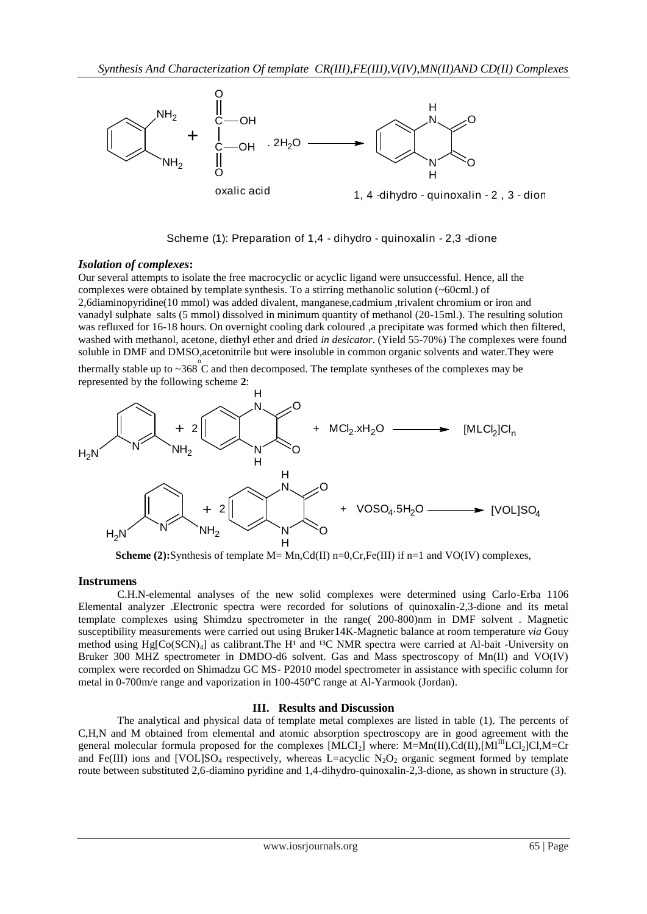Scheme (1): Preparation of 1,4 - dihydro - quinoxalin - 2,3 -dione

### *Isolation of complexes*:

Our several attempts to isolate the free macrocyclic or acyclic ligand were unsuccessful. Hence, all the complexes were obtained by template synthesis. To a stirring methanolic solution (~60cml.) of 2,6diaminopyridine(10 mmol) was added divalent, manganese,cadmium ,trivalent chromium or iron and vanadyl sulphate salts (5 mmol) dissolved in minimum quantity of methanol (20-15ml.). The resulting solution was refluxed for 16-18 hours. On overnight cooling dark coloured ,a precipitate was formed which then filtered, washed with methanol, acetone, diethyl ether and dried *in desicator*. (Yield 55-70%) The complexes were found soluble in DMF and DMSO,acetonitrile but were insoluble in common organic solvents and water.They were thermally stable up to ~368 $^{o}$C and then decomposed. The template syntheses of the complexes may be represented by the following scheme **2**:

**Scheme (2):**Synthesis of template M= Mn,Cd(II) n=0,Cr,Fe(III) if n=1 and VO(IV) complexes,

### Instrumens

C.H.N-elemental analyses of the new solid complexes were determined using Carlo-Erba 1106 Elemental analyzer .Electronic spectra were recorded for solutions of quinoxalin-2,3-dione and its metal template complexes using Shimdzu spectrometer in the range( 200-800)nm in DMF solvent . Magnetic susceptibility measurements were carried out using Bruker14K-Magnetic balance at room temperature *via* Gouy method using $Hg[Co(SCN)_4]$ as calibrant.The $H^1$ and $^{13}C$ NMR spectra were carried at Al-bait -University on Bruker 300 MHZ spectrometer in DMDO-d6 solvent. Gas and Mass spectroscopy of Mn(II) and VO(IV) complex were recorded on Shimadzu GC MS- P2010 model spectrometer in assistance with specific column for metal in 0-700m/e range and vaporization in 100-450℃ range at Al-Yarmook (Jordan).

## III. Results and Discussion

The analytical and physical data of template metal complexes are listed in table (1). The percents of C,H,N and M obtained from elemental and atomic absorption spectroscopy are in good agreement with the general molecular formula proposed for the complexes $[MLCl_2]$ where: M=Mn(II),Cd(II),$[M^{III}LCl_2]Cl$,M=Cr and Fe(III) ions and $[VOL]SO_4$ respectively, whereas L=acyclic $N_2O_2$ organic segment formed by template route between substituted 2,6-diamino pyridine and 1,4-dihydro-quinoxalin-2,3-dione, as shown in structure (3).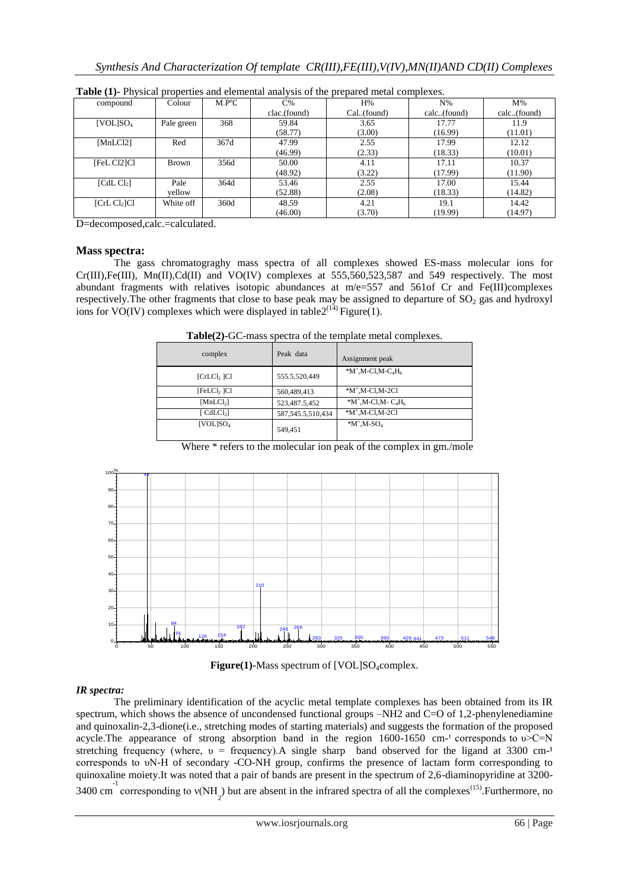**Table (1)-** Physical properties and elemental analysis of the prepared metal complexes.

| compound | Colour | M.P℃ | C% clac.(found) | H% Cal..(found) | N% calc..(found) | M% calc..(found) |
|---|---|---|---|---|---|---|
| [VOL]$SO_4$ | Pale green | 368 | 59.84 (58.77) | 3.65 (3.00) | 17.77 (16.99) | 11.9 (11.01) |
| [MnLCl2] | Red | 367d | 47.99 (46.99) | 2.55 (2.33) | 17.99 (18.33) | 12.12 (10.01) |
| [FeL Cl2]Cl | Brown | 356d | 50.00 (48.92) | 4.11 (3.22) | 17.11 (17.99) | 10.37 (11.90) |
| [CdL $Cl_2$] | Pale yellow | 364d | 53.46 (52.88) | 2.55 (2.08) | 17.00 (18.33) | 15.44 (14.82) |
| [CrL $Cl_2$]Cl | White off | 360d | 48.59 (46.00) | 4.21 (3.70) | 19.1 (19.99) | 14.42 (14.97) |

D=decomposed,calc.=calculated.

### Mass spectra:

The gass chromatograghy mass spectra of all complexes showed ES-mass molecular ions for Cr(III),Fe(III), Mn(II),Cd(II) and VO(IV) complexes at 555,560,523,587 and 549 respectively. The most abundant fragments with relatives isotopic abundances at m/e=557 and 561of Cr and Fe(III)complexes respectively.The other fragments that close to base peak may be assigned to departure of $SO_2$ gas and hydroxyl ions for VO(IV) complexes which were displayed in table2[14] Figure(1).

**Table(2)-**GC-mass spectra of the template metal complexes.

| complex | Peak data | Assignment peak |
|---|---|---|
| [CrL$Cl_2$ ]Cl | 555.5,520,449 | *$M^+$,M-Cl,M-$C_4H_6$ |
| [FeL$Cl_2$ ]Cl | 560,489,413 | *$M^+$,M-Cl,M-2Cl |
| [MnL$Cl_2$] | 523,487.5,452 | *$M^+$,M-Cl,M- $C_4H_6$ |
| [ CdL$Cl_2$] | 587,545.5,510,434 | *$M^+$,M-Cl,M-2Cl |
| [VOL]$SO_4$ | 549,451 | *$M^+$,M-$SO_4$ |

Where * refers to the molecular ion peak of the complex in gm./mole

**Figure(1)-**Mass spectrum of [VOL]$SO_4$complex.

### *IR spectra:*

The preliminary identification of the acyclic metal template complexes has been obtained from its IR spectrum, which shows the absence of uncondensed functional groups –NH2 and C=O of 1,2-phenylenediamine and quinoxalin-2,3-dione(i.e., stretching modes of starting materials) and suggests the formation of the proposed acycle.The appearance of strong absorption band in the region 1600-1650 $cm^{-1}$ corresponds to υ>C=N stretching frequency (where, υ = frequency).A single sharp band observed for the ligand at 3300 $cm^{-1}$ corresponds to υN-H of secondary -CO-NH group, confirms the presence of lactam form corresponding to quinoxaline moiety.It was noted that a pair of bands are present in the spectrum of 2,6-diaminopyridine at 3200-3400 $cm^{-1}$ corresponding to $\nu(NH_2)$ but are absent in the infrared spectra of all the complexes[15].Furthermore, no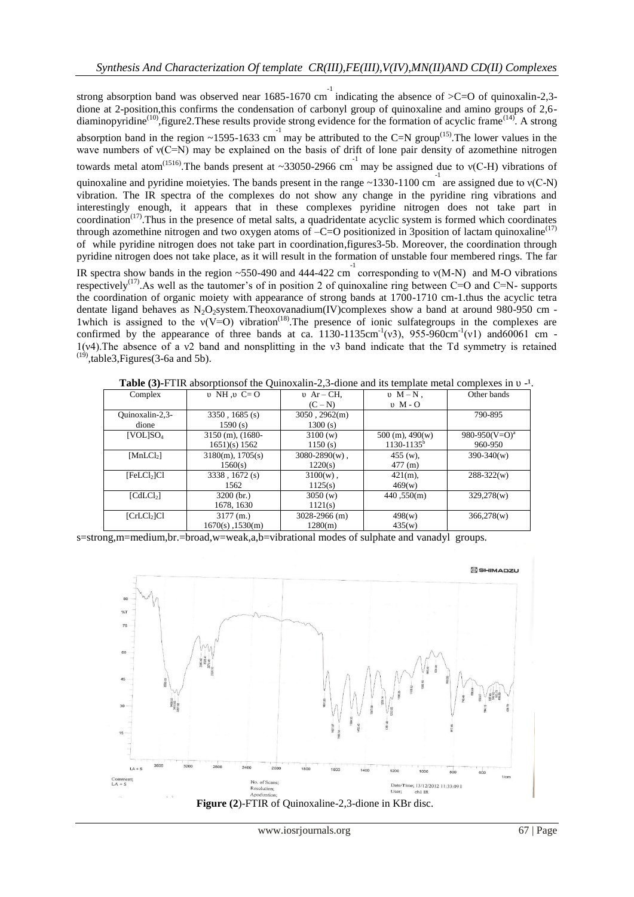strong absorption band was observed near 1685-1670 $cm^{-1}$ indicating the absence of >C=O of quinoxalin-2,3-dione at 2-position,this confirms the condensation of carbonyl group of quinoxaline and amino groups of 2,6-diaminopyridine[10],figure2.These results provide strong evidence for the formation of acyclic frame[14]. A strong absorption band in the region ~1595-1633 $cm^{-1}$ may be attributed to the C=N group[15].The lower values in the wave numbers of ν(C=N) may be explained on the basis of drift of lone pair density of azomethine nitrogen towards metal atom[1516].The bands present at ~33050-2966 $cm^{-1}$ may be assigned due to ν(C-H) vibrations of quinoxaline and pyridine moietyies. The bands present in the range ~1330-1100 $cm^{-1}$ are assigned due to ν(C-N) vibration. The IR spectra of the complexes do not show any change in the pyridine ring vibrations and interestingly enough, it appears that in these complexes pyridine nitrogen does not take part in coordination[17].Thus in the presence of metal salts, a quadridentate acyclic system is formed which coordinates through azomethine nitrogen and two oxygen atoms of –C=O positionized in 3position of lactam quinoxaline[17] of while pyridine nitrogen does not take part in coordination,figures3-5b. Moreover, the coordination through pyridine nitrogen does not take place, as it will result in the formation of unstable four membered rings. The far IR spectra show bands in the region ~550-490 and 444-422 $cm^{-1}$ corresponding to ν(M-N) and M-O vibrations respectively[17].As well as the tautomer's of in position 2 of quinoxaline ring between C=O and C=N- supports the coordination of organic moiety with appearance of strong bands at 1700-1710 cm-1.thus the acyclic tetra dentate ligand behaves as $N_2O_2$system.Theoxovanadium(IV)complexes show a band at around 980-950 cm -1which is assigned to the ν(V=O) vibration[18].The presence of ionic sulfategroups in the complexes are confirmed by the appearance of three bands at ca. 1130-1135$cm^{-1}$(ν3), 955-960$cm^{-1}$(ν1) and60061 cm -1(ν4).The absence of a ν2 band and nonsplitting in the ν3 band indicate that the Td symmetry is retained [19],table3,Figures(3-6a and 5b).

**Table (3)**-FTIR absorptionsof the Quinoxalin-2,3-dione and its template metal complexes in υ -¹.

| Complex | υ NH ,υ C= O | υ Ar – CH, (C – N) | υ M – N , υ M - O | Other bands |
|---|---|---|---|---|
| Quinoxalin-2,3-dione | 3350 , 1685 (s) 1590 (s) | 3050 , 2962(m) 1300 (s) | | 790-895 |
| [VOL]$SO_4$ | 3150 (m), (1680-1651)(s) 1562 | 3100 (w) 1150 (s) | 500 (m), 490(w) 1130-1135[b] | 980-950(V=O)[a] 960-950 |
| [$MnLCl_2$] | 3180(m), 1705(s) 1560(s) | 3080-2890(w) , 1220(s) | 455 (w), 477 (m) | 390-340(w) |
| [$FeLCl_2$]Cl | 3338 , 1672 (s) 1562 | 3100(w) , 1125(s) | 421(m), 469(w) | 288-322(w) |
| [$CdLCl_2$] | 3200 (br.) 1678, 1630 | 3050 (w) 1121(s) | 440 ,550(m) | 329,278(w) |
| [$CrLCl_2$]Cl | 3177 (m.) 1670(s) ,1530(m) | 3028-2966 (m) 1280(m) | 498(w) 435(w) | 366,278(w) |

s=strong,m=medium,br.=broad,w=weak,a,b=vibrational modes of sulphate and vanadyl groups.

**Figure (2**)-FTIR of Quinoxaline-2,3-dione in KBr disc.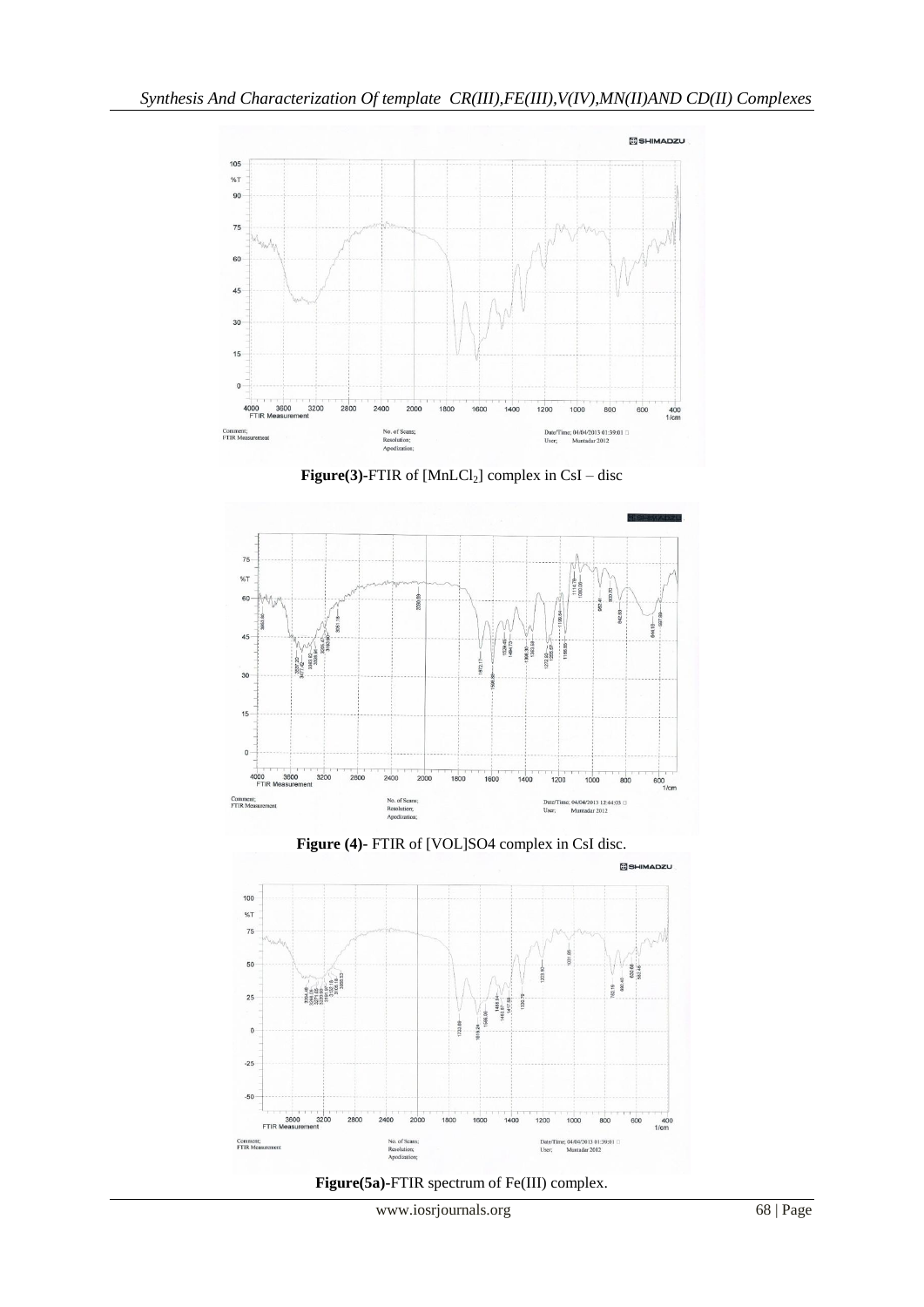Figure(3)-FTIR of $[MnLCl_2]$ complex in CsI – disc

Figure (4)- FTIR of [VOL]SO4 complex in CsI disc.

Figure(5a)-FTIR spectrum of Fe(III) complex.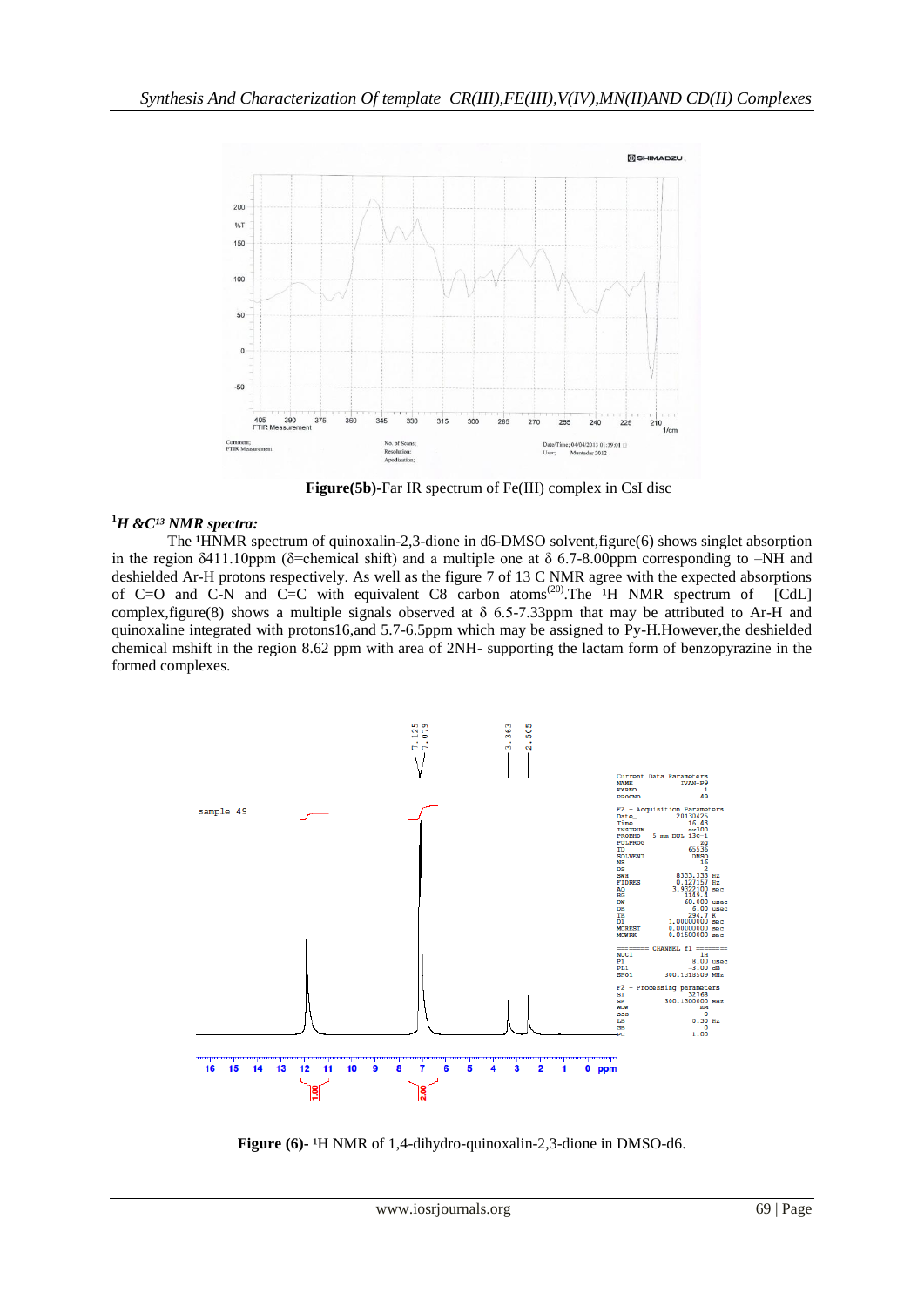Figure(5b)-Far IR spectrum of Fe(III) complex in CsI disc

### *$^{1}H$ &$C^{13}$ NMR spectra:*

The $^{1}$HNMR spectrum of quinoxalin-2,3-dione in d6-DMSO solvent,figure(6) shows singlet absorption in the region δ411.10ppm (δ=chemical shift) and a multiple one at δ 6.7-8.00ppm corresponding to –NH and deshielded Ar-H protons respectively. As well as the figure 7 of 13 C NMR agree with the expected absorptions of C=O and C-N and C=C with equivalent C8 carbon atoms[20].The $^{1}$H NMR spectrum of [CdL] complex,figure(8) shows a multiple signals observed at δ 6.5-7.33ppm that may be attributed to Ar-H and quinoxaline integrated with protons16,and 5.7-6.5ppm which may be assigned to Py-H.However,the deshielded chemical mshift in the region 8.62 ppm with area of 2NH- supporting the lactam form of benzopyrazine in the formed complexes.

**Figure (6)-** $^{1}$H NMR of 1,4-dihydro-quinoxalin-2,3-dione in DMSO-d6.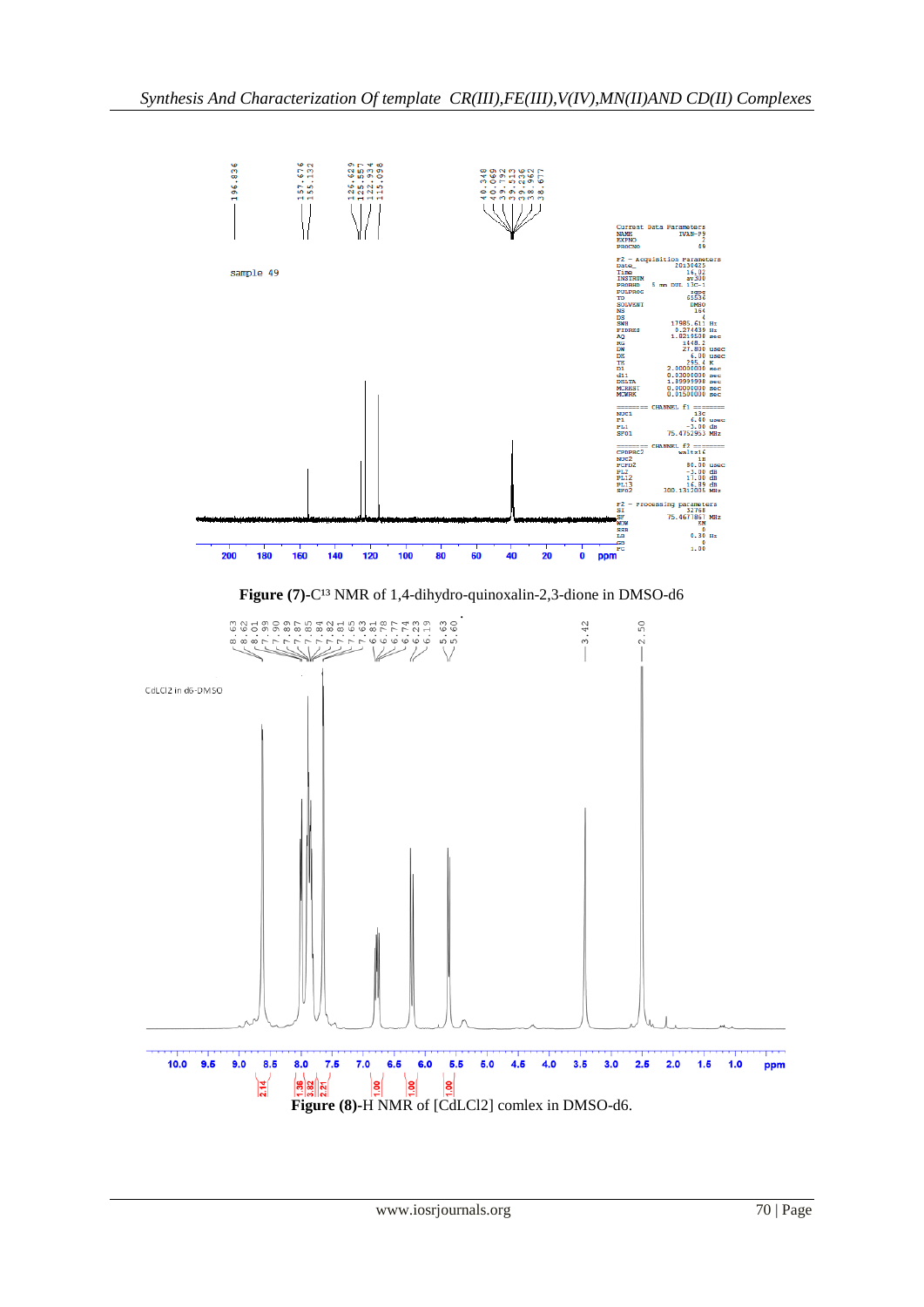Figure (7)-$C^{13}$ NMR of 1,4-dihydro-quinoxalin-2,3-dione in DMSO-d6

Figure (8)-H NMR of [CdLCl2] comlex in DMSO-d6.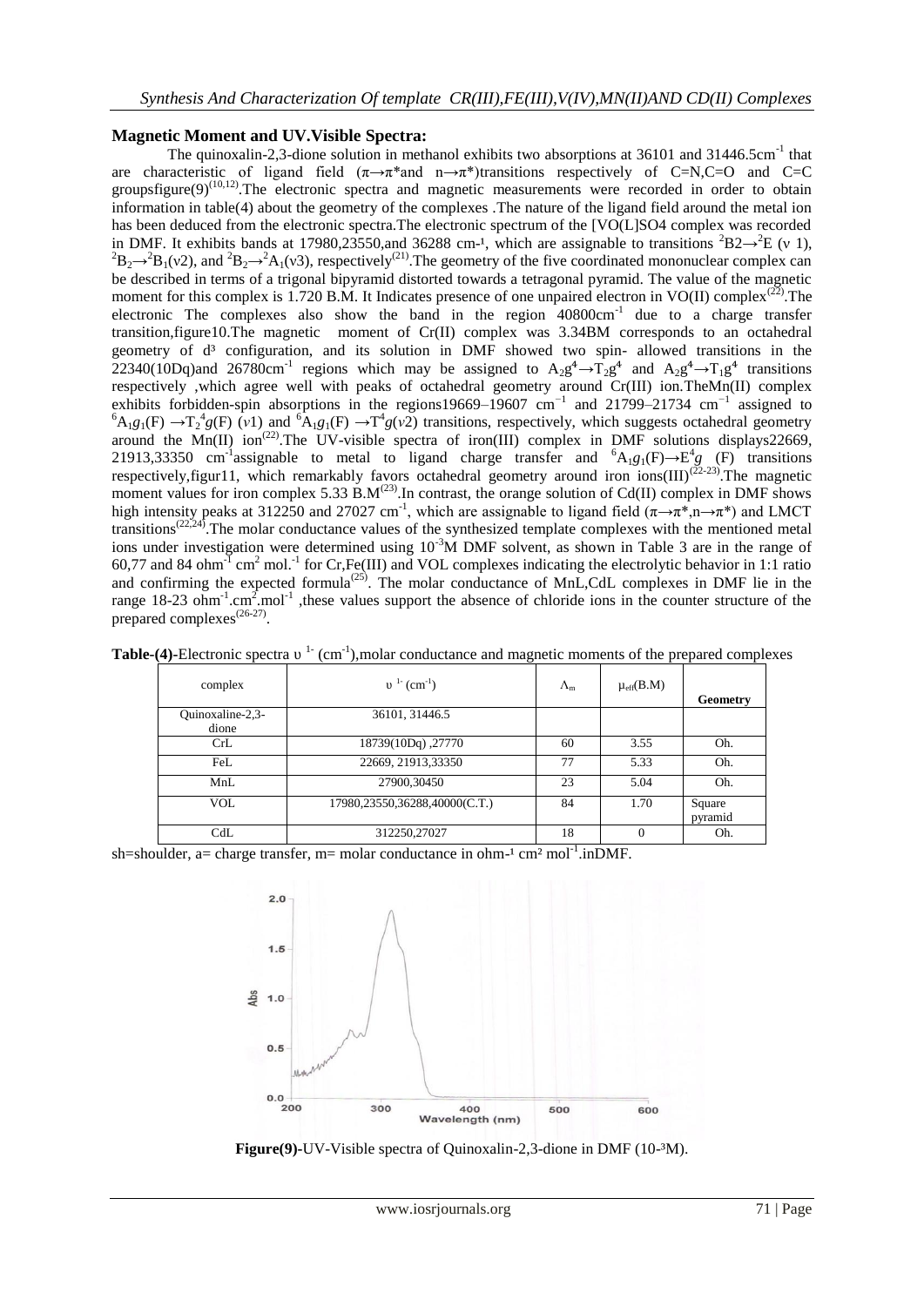## Magnetic Moment and UV.Visible Spectra:

The quinoxalin-2,3-dione solution in methanol exhibits two absorptions at 36101 and 31446.5cm$^{-1}$ that are characteristic of ligand field ($\pi\rightarrow\pi^*$and $n\rightarrow\pi^*$)transitions respectively of C=N,C=O and C=C groupsfigure(9)[10,12].The electronic spectra and magnetic measurements were recorded in order to obtain information in table(4) about the geometry of the complexes .The nature of the ligand field around the metal ion has been deduced from the electronic spectra.The electronic spectrum of the [VO(L]SO4 complex was recorded in DMF. It exhibits bands at 17980,23550,and 36288 cm-¹, which are assignable to transitions $^2B2\rightarrow^2E$ (ν 1), $^2B_2\rightarrow^2B_1$(ν2), and $^2B_2\rightarrow^2A_1$(ν3), respectively[21].The geometry of the five coordinated mononuclear complex can be described in terms of a trigonal bipyramid distorted towards a tetragonal pyramid. The value of the magnetic moment for this complex is 1.720 B.M. It Indicates presence of one unpaired electron in VO(II) complex[22].The electronic The complexes also show the band in the region 40800cm$^{-1}$ due to a charge transfer transition,figure10.The magnetic moment of Cr(II) complex was 3.34BM corresponds to an octahedral geometry of d³ configuration, and its solution in DMF showed two spin- allowed transitions in the 22340(10Dq)and 26780cm$^{-1}$ regions which may be assigned to $A_2g^4\rightarrow T_2g^4$ and $A_2g^4\rightarrow T_1g^4$ transitions respectively ,which agree well with peaks of octahedral geometry around Cr(III) ion.TheMn(II) complex exhibits forbidden-spin absorptions in the regions19669–19607 cm$^{-1}$ and 21799–21734 cm$^{-1}$ assigned to $^6A_1g_1(F)\rightarrow T_2{}^4g(F)$ ($v$1) and $^6A_1g_1(F)\rightarrow T^4g(v2)$ transitions, respectively, which suggests octahedral geometry around the Mn(II) ion[22].The UV-visible spectra of iron(III) complex in DMF solutions displays22669, 21913,33350 cm$^{-1}$assignable to metal to ligand charge transfer and $^6A_1g_1(F)\rightarrow E^4g$ (F) transitions respectively,figur11, which remarkably favors octahedral geometry around iron ions(III)[22-23].The magnetic moment values for iron complex 5.33 B.M[23].In contrast, the orange solution of Cd(II) complex in DMF shows high intensity peaks at 312250 and 27027 cm$^{-1}$, which are assignable to ligand field ($\pi\rightarrow\pi^*,n\rightarrow\pi^*$) and LMCT transitions[22,24].The molar conductance values of the synthesized template complexes with the mentioned metal ions under investigation were determined using $10^{-3}$M DMF solvent, as shown in Table 3 are in the range of 60,77 and 84 ohm$^{-1}$ cm$^2$ mol.$^{-1}$ for Cr,Fe(III) and VOL complexes indicating the electrolytic behavior in 1:1 ratio and confirming the expected formula[25]. The molar conductance of MnL,CdL complexes in DMF lie in the range 18-23 ohm$^{-1}$.cm$^2$.mol$^{-1}$ ,these values support the absence of chloride ions in the counter structure of the prepared complexes[26-27].

**Table-(4)**-Electronic spectra $\upsilon^{1-}$ (cm$^{-1}$),molar conductance and magnetic moments of the prepared complexes

| complex | $\upsilon^{1-}$ (cm$^{-1}$) | $\Lambda_m$ | $\mu_{eff}$(B.M) | **Geometry** |
|---|---|---|---|---|
| Quinoxaline-2,3-dione | 36101, 31446.5 | | | |
| CrL | 18739(10Dq) ,27770 | 60 | 3.55 | Oh. |
| FeL | 22669, 21913,33350 | 77 | 5.33 | Oh. |
| MnL | 27900,30450 | 23 | 5.04 | Oh. |
| VOL | 17980,23550,36288,40000(C.T.) | 84 | 1.70 | Square pyramid |
| CdL | 312250,27027 | 18 | 0 | Oh. |

sh=shoulder, a= charge transfer, m= molar conductance in ohm-¹ cm² mol$^{-1}$.inDMF.

**Figure(9)**-UV-Visible spectra of Quinoxalin-2,3-dione in DMF (10-³M).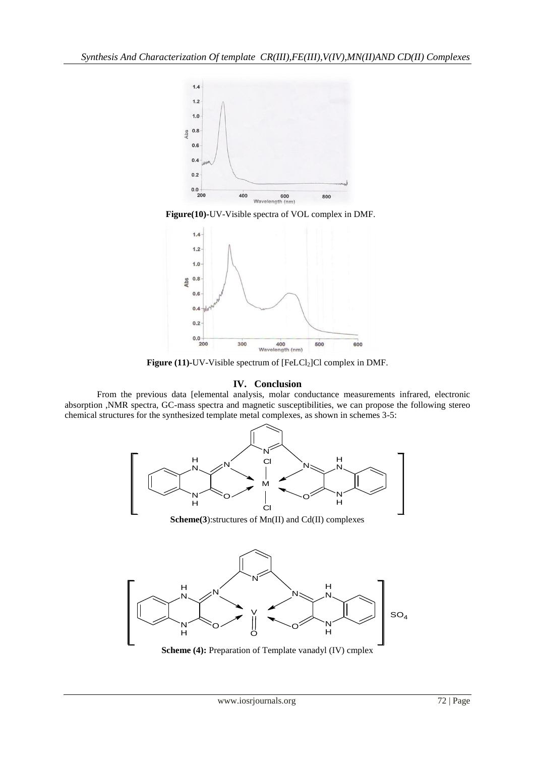**Figure(10)**-UV-Visible spectra of VOL complex in DMF.

**Figure (11)**-UV-Visible spectrum of $[FeLCl_2]Cl$ complex in DMF.

## IV. Conclusion

From the previous data [elemental analysis, molar conductance measurements infrared, electronic absorption ,NMR spectra, GC-mass spectra and magnetic susceptibilities, we can propose the following stereo chemical structures for the synthesized template metal complexes, as shown in schemes 3-5:

**Scheme(3)**:structures of Mn(II) and Cd(II) complexes

**Scheme (4):** Preparation of Template vanadyl (IV) cmplex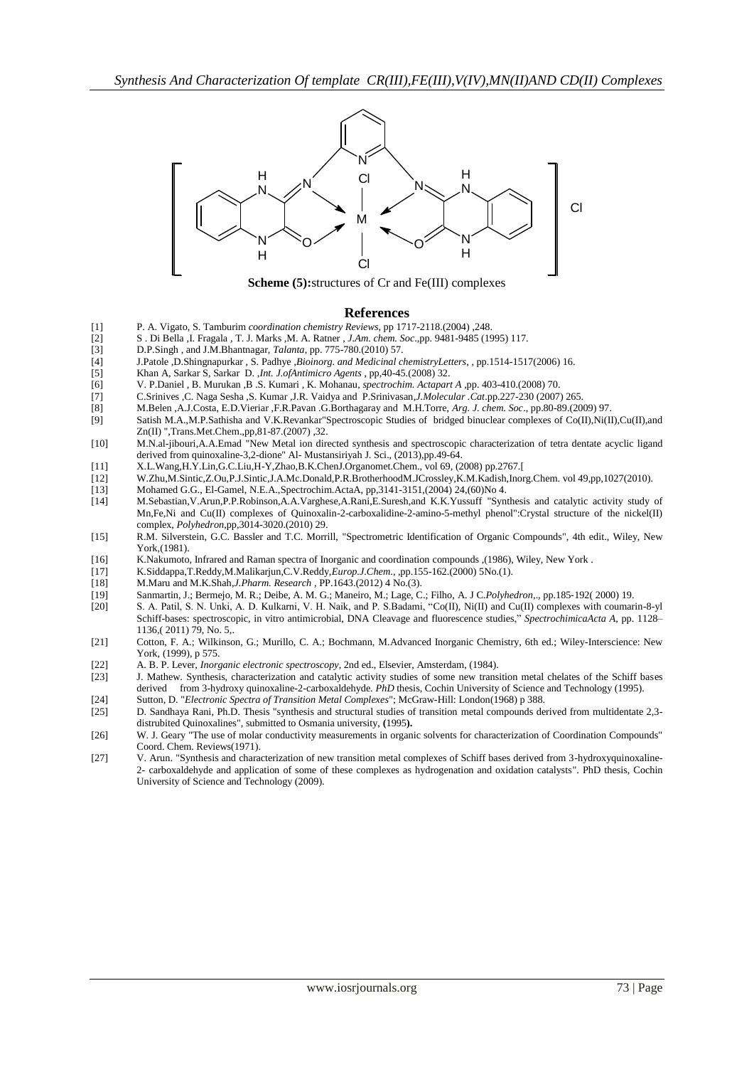**Scheme (5):**structures of Cr and Fe(III) complexes

## References

[1] P. A. Vigato, S. Tamburim *coordination chemistry Reviews*, pp 1717-2118.(2004) ,248.

[2] S . Di Bella ,I. Fragala , T. J. Marks ,M. A. Ratner , *J.Am. chem. Soc*.,pp. 9481-9485 (1995) 117.

[3] D.P.Singh , and J.M.Bhantnagar, *Talanta*, pp. 775-780.(2010) 57.

[4] J.Patole ,D.Shingnapurkar , S. Padhye ,*Bioinorg. and Medicinal chemistryLetters*, , pp.1514-1517(2006) 16.

[5] Khan A, Sarkar S, Sarkar D. ,*Int. J.ofAntimicro Agents* , pp,40-45.(2008) 32.

[6] V. P.Daniel , B. Murukan ,B .S. Kumari , K. Mohanau, *spectrochim. Actapart A* ,pp. 403-410.(2008) 70.

[7] C.Srinives ,C. Naga Sesha ,S. Kumar ,J.R. Vaidya and P.Srinivasan,*J.Molecular .Cat*.pp.227-230 (2007) 265.

[8] M.Belen ,A.J.Costa, E.D.Vieriar ,F.R.Pavan .G.Borthagaray and M.H.Torre, *Arg. J. chem. Soc*., pp.80-89.(2009) 97.

[9] Satish M.A.,M.P.Sathisha and V.K.Revankar"Spectroscopic Studies of bridged binuclear complexes of Co(II),Ni(II),Cu(II),and Zn(II) ",Trans.Met.Chem.,pp,81-87.(2007) ,32.

[10] M.N.al-jibouri,A.A.Emad "New Metal ion directed synthesis and spectroscopic characterization of tetra dentate acyclic ligand derived from quinoxaline-3,2-dione" Al- Mustansiriyah J. Sci., (2013),pp.49-64.

[11] X.L.Wang,H.Y.Lin,G.C.Liu,H-Y,Zhao,B.K.ChenJ.Organomet.Chem., vol 69, (2008) pp.2767.[

[12] W.Zhu,M.Sintic,Z.Ou,P.J.Sintic,J.A.Mc.Donald,P.R.BrotherhoodM.JCrossley,K.M.Kadish,Inorg.Chem. vol 49,pp,1027(2010).

[13] Mohamed G.G., El-Gamel, N.E.A.,Spectrochim.ActaA, pp,3141-3151,(2004) 24,(60)No 4.

[14] M.Sebastian,V.Arun,P.P.Robinson,A.A.Varghese,A.Rani,E.Suresh,and K.K.Yussuff "Synthesis and catalytic activity study of Mn,Fe,Ni and Cu(II) complexes of Quinoxalin-2-carboxalidine-2-amino-5-methyl phenol":Crystal structure of the nickel(II) complex, *Polyhedron*,pp,3014-3020.(2010) 29.

[15] R.M. Silverstein, G.C. Bassler and T.C. Morrill, "Spectrometric Identification of Organic Compounds", 4th edit., Wiley, New York,(1981).

[16] K.Nakumoto, Infrared and Raman spectra of Inorganic and coordination compounds ,(1986), Wiley, New York .

[17] K.Siddappa,T.Reddy,M.Malikarjun,C.V.Reddy,*Europ.J.Chem.*, ,pp.155-162.(2000) 5No.(1).

[18] M.Maru and M.K.Shah,*J.Pharm. Research* , PP.1643.(2012) 4 No.(3).

[19] Sanmartin, J.; Bermejo, M. R.; Deibe, A. M. G.; Maneiro, M.; Lage, C.; Filho, A. J C.*Polyhedron*,., pp.185-192( 2000) 19.

[20] S. A. Patil, S. N. Unki, A. D. Kulkarni, V. H. Naik, and P. S.Badami, "Co(II), Ni(II) and Cu(II) complexes with coumarin-8-yl Schiff-bases: spectroscopic, in vitro antimicrobial, DNA Cleavage and fluorescence studies," *SpectrochimicaActa A*, pp. 1128–1136,( 2011) 79, No. 5,.

[21] Cotton, F. A.; Wilkinson, G.; Murillo, C. A.; Bochmann, M.Advanced Inorganic Chemistry, 6th ed.; Wiley-Interscience: New York, (1999), p 575.

[22] A. B. P. Lever, *Inorganic electronic spectroscopy*, 2nd ed., Elsevier, Amsterdam, (1984).

[23] J. Mathew. Synthesis, characterization and catalytic activity studies of some new transition metal chelates of the Schiff bases derived from 3-hydroxy quinoxaline-2-carboxaldehyde. *PhD* thesis, Cochin University of Science and Technology (1995).

[24] Sutton, D. "*Electronic Spectra of Transition Metal Complexes*"; McGraw-Hill: London(1968) p 388.

[25] D. Sandhaya Rani, Ph.D. Thesis "synthesis and structural studies of transition metal compounds derived from multidentate 2,3-distrubited Quinoxalines", submitted to Osmania university, **(**1995**).**

[26] W. J. Geary "The use of molar conductivity measurements in organic solvents for characterization of Coordination Compounds" Coord. Chem. Reviews(1971).

[27] V. Arun. "Synthesis and characterization of new transition metal complexes of Schiff bases derived from 3-hydroxyquinoxaline-2- carboxaldehyde and application of some of these complexes as hydrogenation and oxidation catalysts". PhD thesis, Cochin University of Science and Technology (2009).